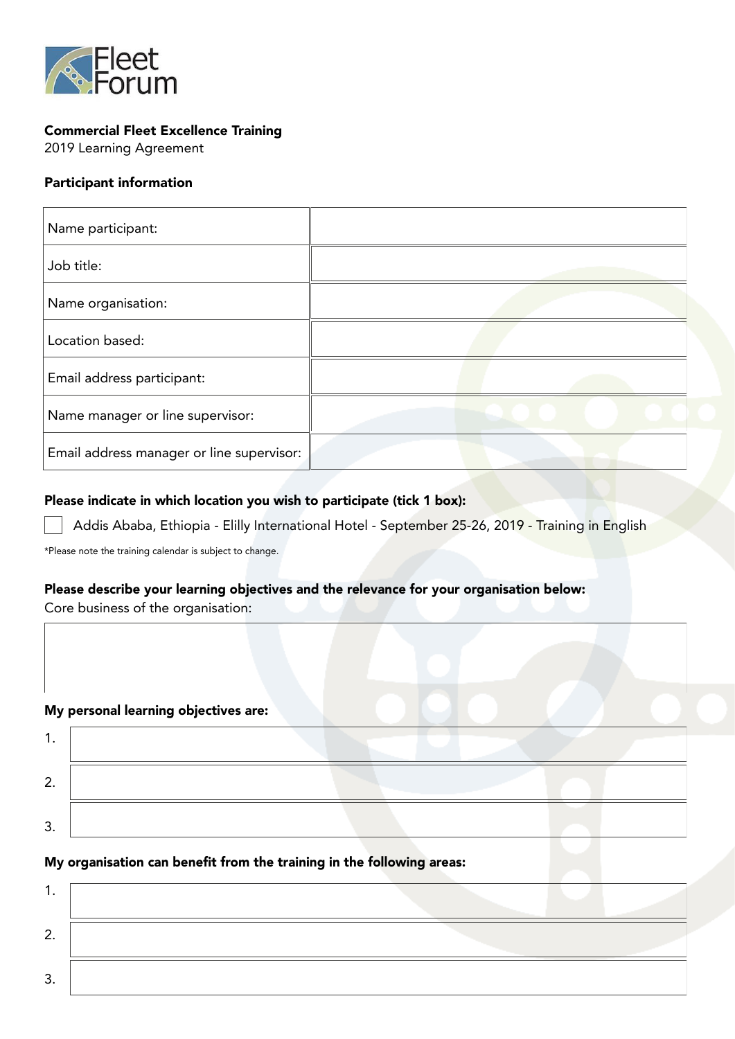Fleet Forum

**Commercial Fleet Excellence Training**
2019 Learning Agreement

**Participant information**

| | |
|---|---|
| Name participant: | |
| Job title: | |
| Name organisation: | |
| Location based: | |
| Email address participant: | |
| Name manager or line supervisor: | |
| Email address manager or line supervisor: | |

**Please indicate in which location you wish to participate (tick 1 box):**

☐ Addis Ababa, Ethiopia - Elilly International Hotel - September 25-26, 2019 - Training in English

*Please note the training calendar is subject to change.

**Please describe your learning objectives and the relevance for your organisation below:**
Core business of the organisation:

| |
|---|
| |

**My personal learning objectives are:**

1.
2.
3.

**My organisation can benefit from the training in the following areas:**

1.
2.
3.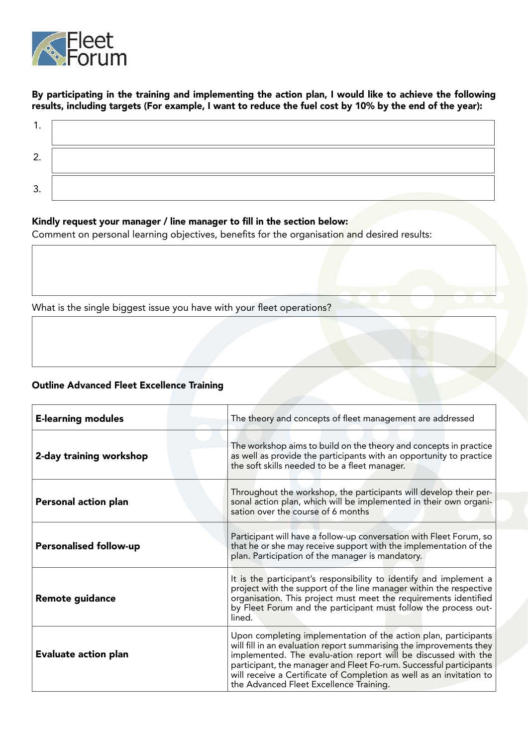Fleet Forum

**By participating in the training and implementing the action plan, I would like to achieve the following results, including targets (For example, I want to reduce the fuel cost by 10% by the end of the year):**

1. 
2. 
3. 

**Kindly request your manager / line manager to fill in the section below:**

Comment on personal learning objectives, benefits for the organisation and desired results:

What is the single biggest issue you have with your fleet operations?

**Outline Advanced Fleet Excellence Training**

| | |
|---|---|
| **E-learning modules** | The theory and concepts of fleet management are addressed |
| **2-day training workshop** | The workshop aims to build on the theory and concepts in practice as well as provide the participants with an opportunity to practice the soft skills needed to be a fleet manager. |
| **Personal action plan** | Throughout the workshop, the participants will develop their personal action plan, which will be implemented in their own organisation over the course of 6 months |
| **Personalised follow-up** | Participant will have a follow-up conversation with Fleet Forum, so that he or she may receive support with the implementation of the plan. Participation of the manager is mandatory. |
| **Remote guidance** | It is the participant's responsibility to identify and implement a project with the support of the line manager within the respective organisation. This project must meet the requirements identified by Fleet Forum and the participant must follow the process outlined. |
| **Evaluate action plan** | Upon completing implementation of the action plan, participants will fill in an evaluation report summarising the improvements they implemented. The evalu-ation report will be discussed with the participant, the manager and Fleet Fo-rum. Successful participants will receive a Certificate of Completion as well as an invitation to the Advanced Fleet Excellence Training. |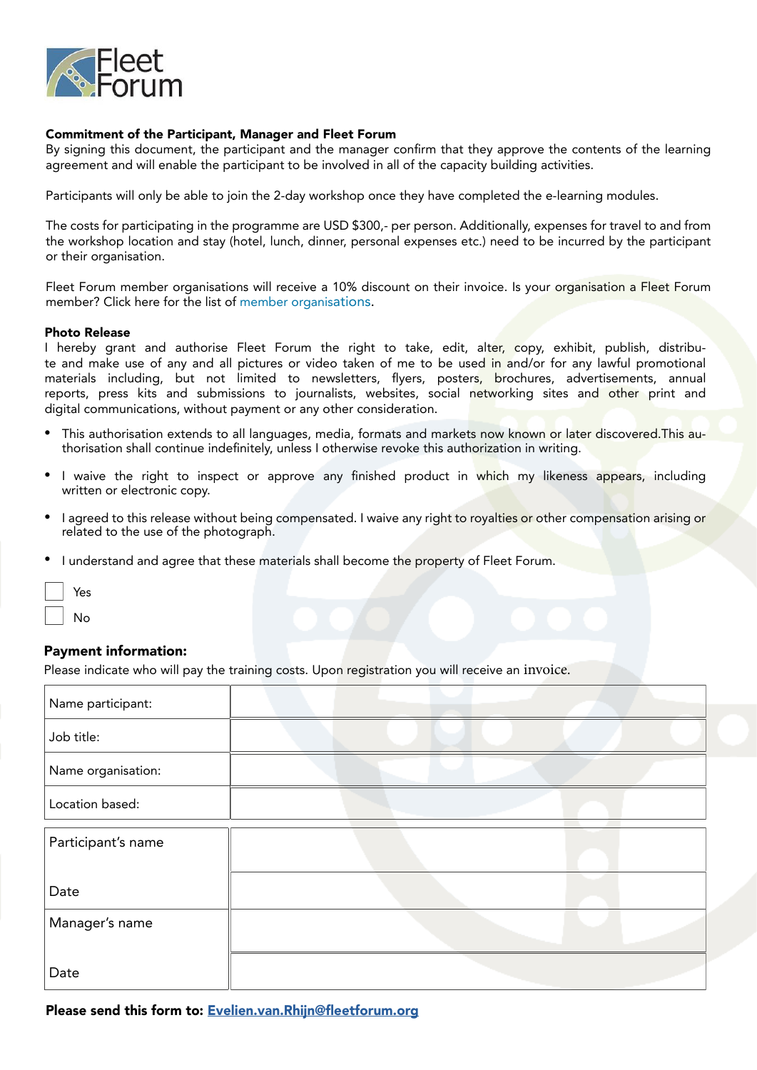**Commitment of the Participant, Manager and Fleet Forum**

By signing this document, the participant and the manager confirm that they approve the contents of the learning agreement and will enable the participant to be involved in all of the capacity building activities.

Participants will only be able to join the 2-day workshop once they have completed the e-learning modules.

The costs for participating in the programme are USD $300,- per person. Additionally, expenses for travel to and from the workshop location and stay (hotel, lunch, dinner, personal expenses etc.) need to be incurred by the participant or their organisation.

Fleet Forum member organisations will receive a 10% discount on their invoice. Is your organisation a Fleet Forum member? Click here for the list of member organisations.

**Photo Release**

I hereby grant and authorise Fleet Forum the right to take, edit, alter, copy, exhibit, publish, distribute and make use of any and all pictures or video taken of me to be used in and/or for any lawful promotional materials including, but not limited to newsletters, flyers, posters, brochures, advertisements, annual reports, press kits and submissions to journalists, websites, social networking sites and other print and digital communications, without payment or any other consideration.

- This authorisation extends to all languages, media, formats and markets now known or later discovered.This authorisation shall continue indefinitely, unless I otherwise revoke this authorization in writing.
- I waive the right to inspect or approve any finished product in which my likeness appears, including written or electronic copy.
- I agreed to this release without being compensated. I waive any right to royalties or other compensation arising or related to the use of the photograph.
- I understand and agree that these materials shall become the property of Fleet Forum.

☐ Yes

☐ No

**Payment information:**

Please indicate who will pay the training costs. Upon registration you will receive an invoice.

| | |
|---|---|
| Name participant: | |
| Job title: | |
| Name organisation: | |
| Location based: | |

| | |
|---|---|
| Participant's name | |
| Date | |
| Manager's name | |
| Date | |

**Please send this form to: Evelien.van.Rhijn@fleetforum.org**